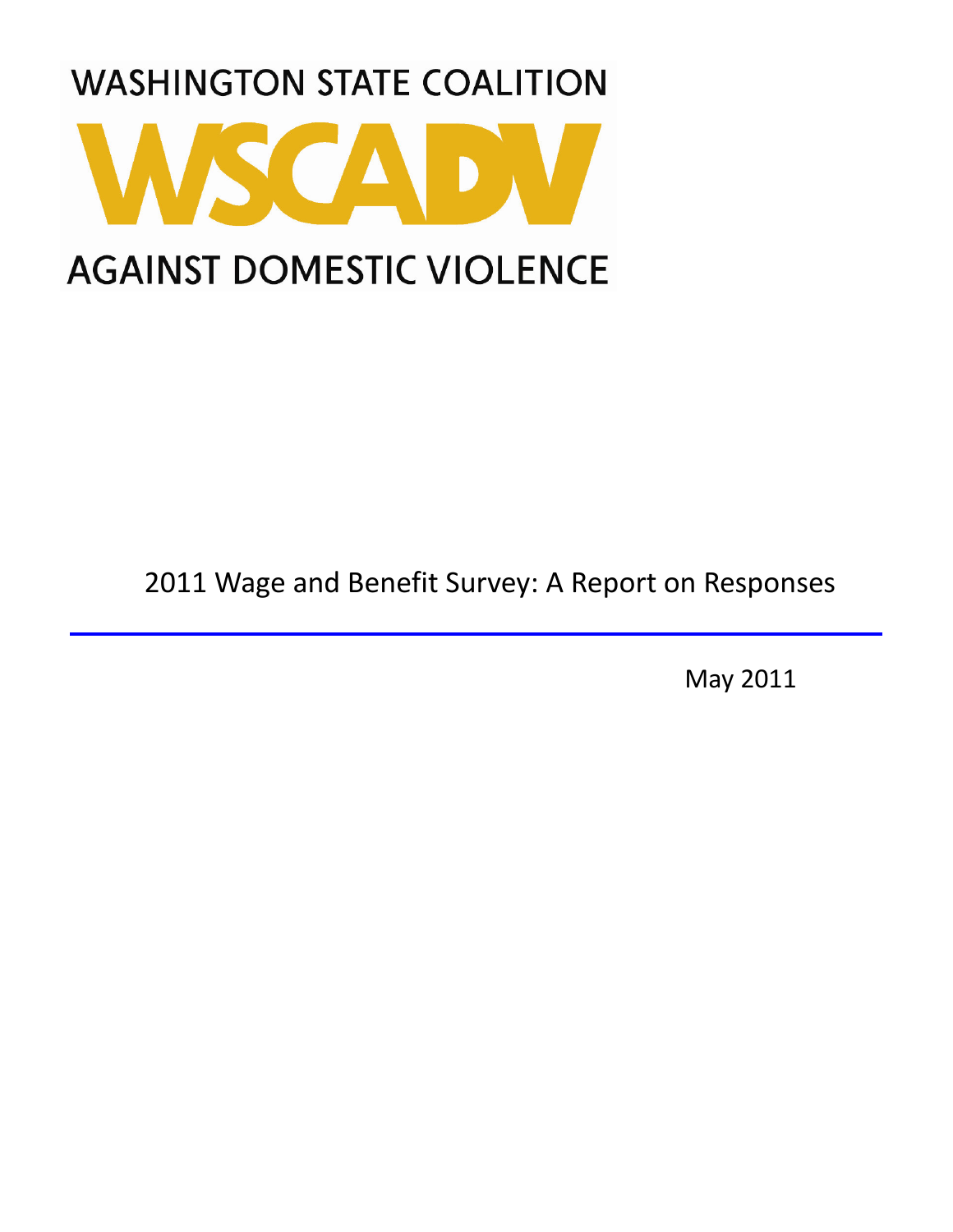WASHINGTON STATE COALITION

# WSCADV

AGAINST DOMESTIC VIOLENCE

## 2011 Wage and Benefit Survey: A Report on Responses

May 2011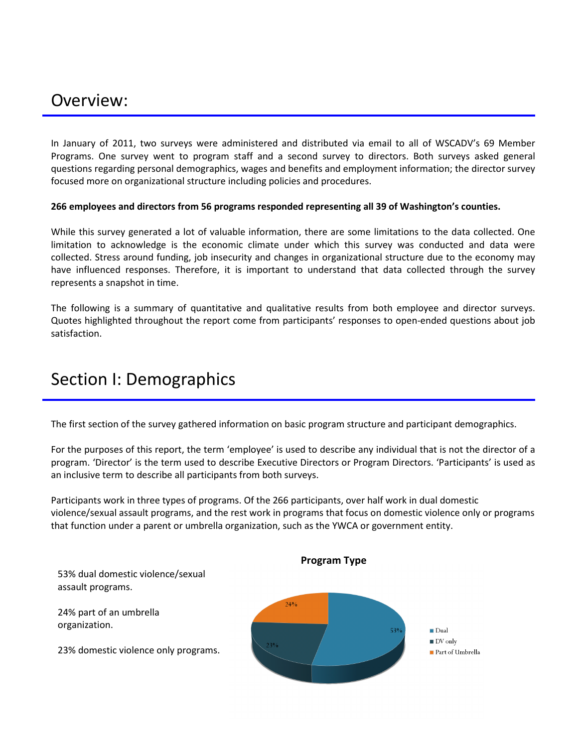# Overview:

In January of 2011, two surveys were administered and distributed via email to all of WSCADV's 69 Member Programs. One survey went to program staff and a second survey to directors. Both surveys asked general questions regarding personal demographics, wages and benefits and employment information; the director survey focused more on organizational structure including policies and procedures.

**266 employees and directors from 56 programs responded representing all 39 of Washington's counties.**

While this survey generated a lot of valuable information, there are some limitations to the data collected. One limitation to acknowledge is the economic climate under which this survey was conducted and data were collected. Stress around funding, job insecurity and changes in organizational structure due to the economy may have influenced responses. Therefore, it is important to understand that data collected through the survey represents a snapshot in time.

The following is a summary of quantitative and qualitative results from both employee and director surveys. Quotes highlighted throughout the report come from participants' responses to open-ended questions about job satisfaction.

# Section I: Demographics

The first section of the survey gathered information on basic program structure and participant demographics.

For the purposes of this report, the term 'employee' is used to describe any individual that is not the director of a program. 'Director' is the term used to describe Executive Directors or Program Directors. 'Participants' is used as an inclusive term to describe all participants from both surveys.

Participants work in three types of programs. Of the 266 participants, over half work in dual domestic violence/sexual assault programs, and the rest work in programs that focus on domestic violence only or programs that function under a parent or umbrella organization, such as the YWCA or government entity.

53% dual domestic violence/sexual assault programs.

24% part of an umbrella organization.

23% domestic violence only programs.

**Program Type**

| Program Type | Percent |
|---|---|
| Dual | 53% |
| DV only | 23% |
| Part of Umbrella | 24% |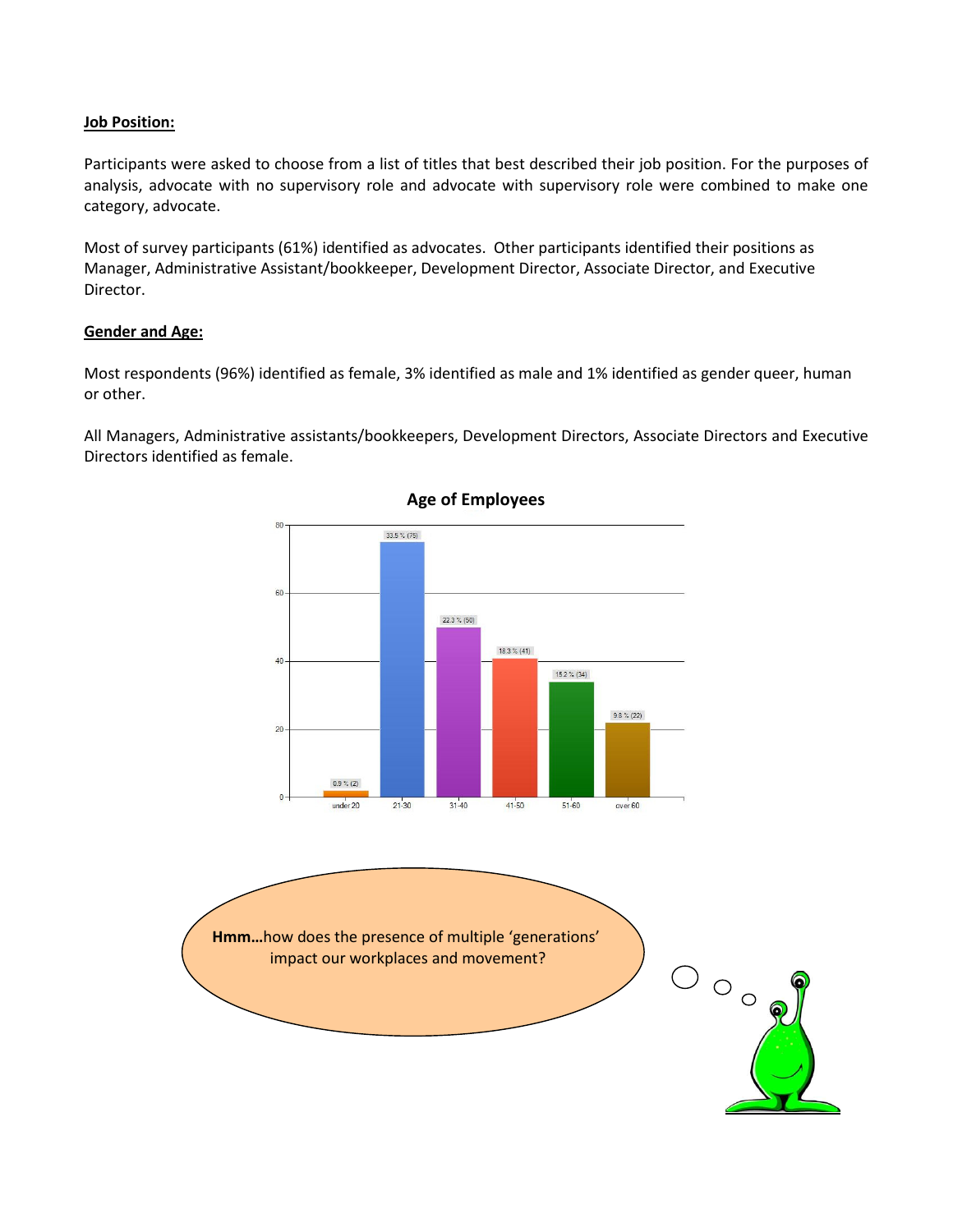**Job Position:**

Participants were asked to choose from a list of titles that best described their job position. For the purposes of analysis, advocate with no supervisory role and advocate with supervisory role were combined to make one category, advocate.

Most of survey participants (61%) identified as advocates. Other participants identified their positions as Manager, Administrative Assistant/bookkeeper, Development Director, Associate Director, and Executive Director.

**Gender and Age:**

Most respondents (96%) identified as female, 3% identified as male and 1% identified as gender queer, human or other.

All Managers, Administrative assistants/bookkeepers, Development Directors, Associate Directors and Executive Directors identified as female.

**Age of Employees**

| Age | Percent (Count) |
|---|---|
| under 20 | 0.9 % (2) |
| 21-30 | 33.5 % (75) |
| 31-40 | 22.3 % (50) |
| 41-50 | 18.3 % (41) |
| 51-60 | 15.2 % (34) |
| over 60 | 9.8 % (22) |

**Hmm…**how does the presence of multiple 'generations' impact our workplaces and movement?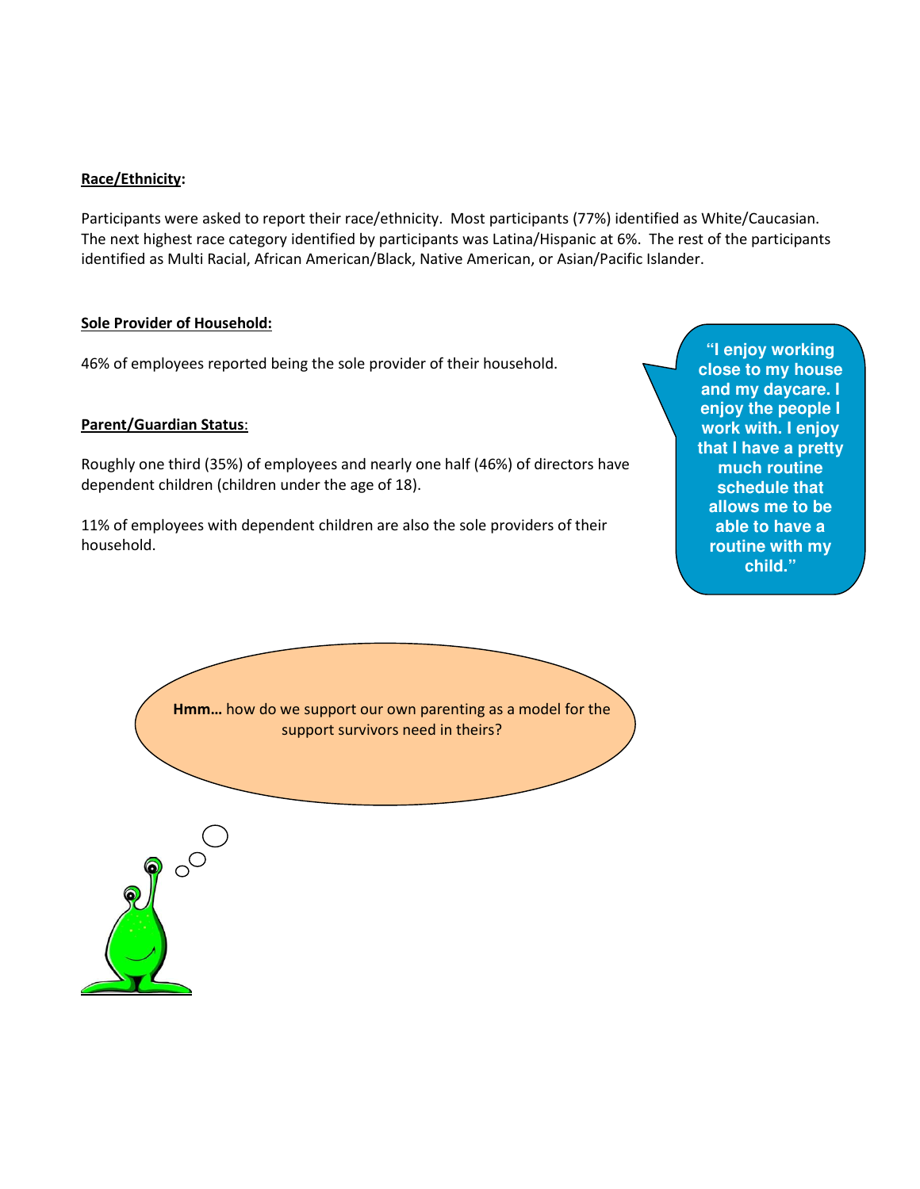**Race/Ethnicity:**

Participants were asked to report their race/ethnicity. Most participants (77%) identified as White/Caucasian. The next highest race category identified by participants was Latina/Hispanic at 6%. The rest of the participants identified as Multi Racial, African American/Black, Native American, or Asian/Pacific Islander.

**Sole Provider of Household:**

46% of employees reported being the sole provider of their household.

**Parent/Guardian Status:**

Roughly one third (35%) of employees and nearly one half (46%) of directors have dependent children (children under the age of 18).

11% of employees with dependent children are also the sole providers of their household.

**"I enjoy working close to my house and my daycare. I enjoy the people I work with. I enjoy that I have a pretty much routine schedule that allows me to be able to have a routine with my child."**

**Hmm…** how do we support our own parenting as a model for the support survivors need in theirs?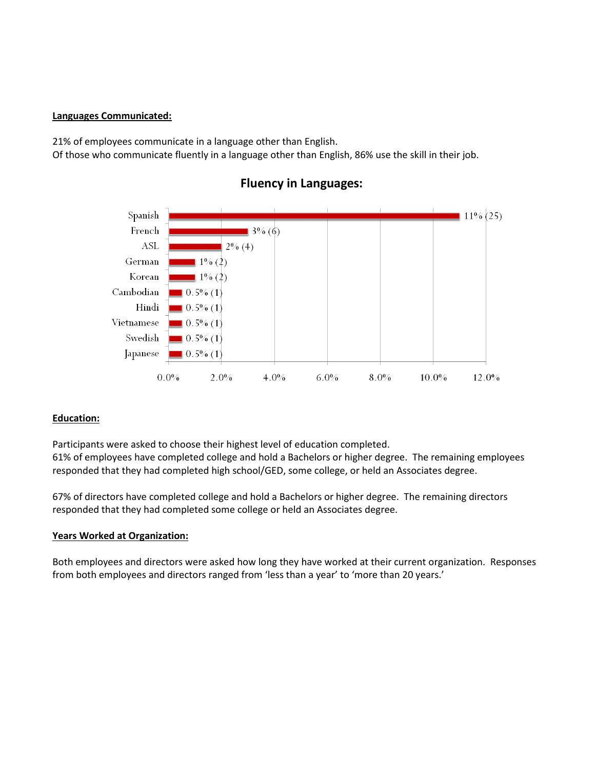**Languages Communicated:**

21% of employees communicate in a language other than English.
Of those who communicate fluently in a language other than English, 86% use the skill in their job.

## Fluency in Languages:

| Language | Percent (Count) |
|---|---|
| Spanish | 11% (25) |
| French | 3% (6) |
| ASL | 2% (4) |
| German | 1% (2) |
| Korean | 1% (2) |
| Cambodian | 0.5% (1) |
| Hindi | 0.5% (1) |
| Vietnamese | 0.5% (1) |
| Swedish | 0.5% (1) |
| Japanese | 0.5% (1) |

**Education:**

Participants were asked to choose their highest level of education completed.
61% of employees have completed college and hold a Bachelors or higher degree. The remaining employees responded that they had completed high school/GED, some college, or held an Associates degree.

67% of directors have completed college and hold a Bachelors or higher degree. The remaining directors responded that they had completed some college or held an Associates degree.

**Years Worked at Organization:**

Both employees and directors were asked how long they have worked at their current organization. Responses from both employees and directors ranged from 'less than a year' to 'more than 20 years.'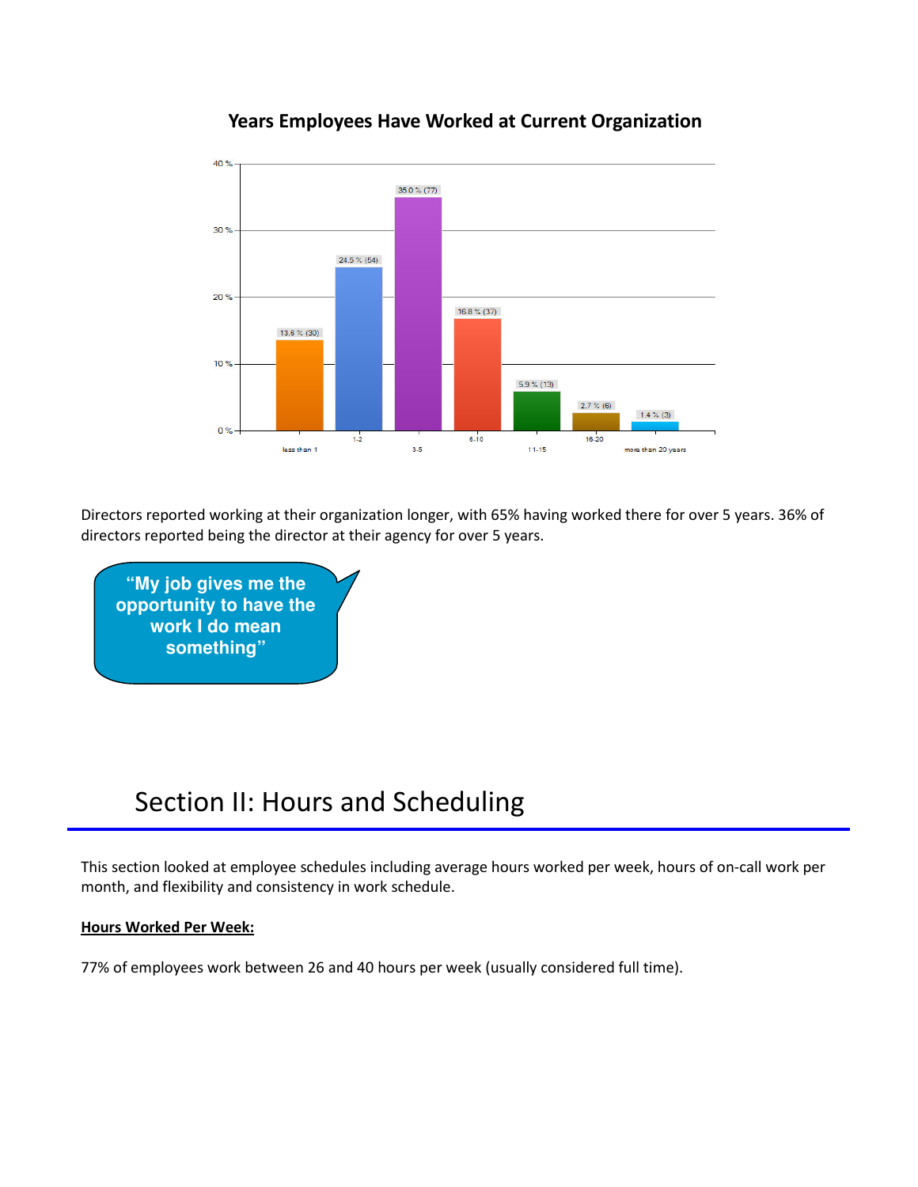**Years Employees Have Worked at Current Organization**

| Years | Percent (Count) |
|---|---|
| less than 1 | 13.6 % (30) |
| 1-2 | 24.5 % (54) |
| 3-5 | 35.0 % (77) |
| 6-10 | 16.8 % (37) |
| 11-15 | 5.9 % (13) |
| 16-20 | 2.7 % (6) |
| more than 20 years | 1.4 % (3) |

Directors reported working at their organization longer, with 65% having worked there for over 5 years. 36% of directors reported being the director at their agency for over 5 years.

> **"My job gives me the opportunity to have the work I do mean something"**

## Section II: Hours and Scheduling

This section looked at employee schedules including average hours worked per week, hours of on-call work per month, and flexibility and consistency in work schedule.

**Hours Worked Per Week:**

77% of employees work between 26 and 40 hours per week (usually considered full time).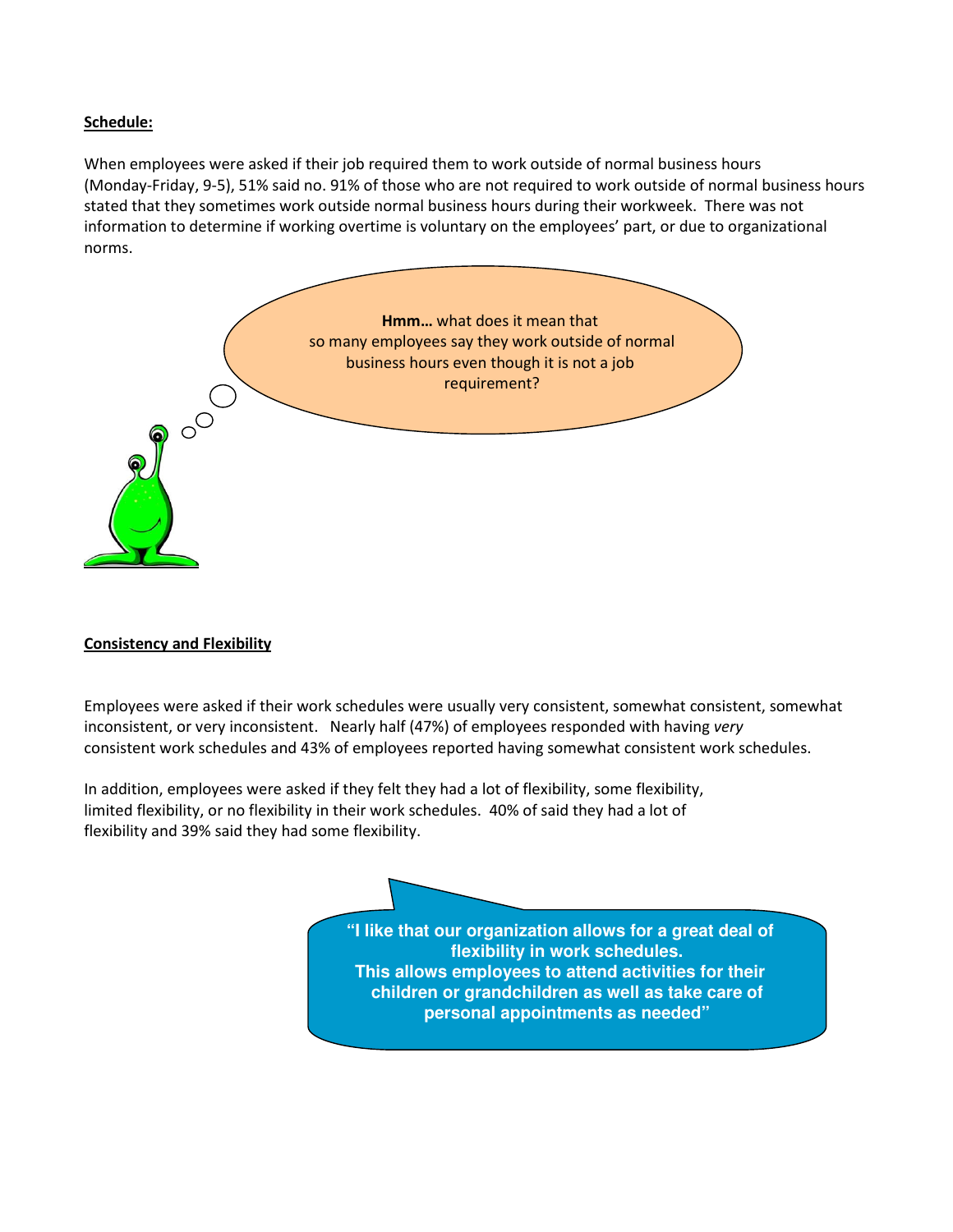**Schedule:**

When employees were asked if their job required them to work outside of normal business hours (Monday-Friday, 9-5), 51% said no. 91% of those who are not required to work outside of normal business hours stated that they sometimes work outside normal business hours during their workweek. There was not information to determine if working overtime is voluntary on the employees' part, or due to organizational norms.

**Hmm…** what does it mean that so many employees say they work outside of normal business hours even though it is not a job requirement?

**Consistency and Flexibility**

Employees were asked if their work schedules were usually very consistent, somewhat consistent, somewhat inconsistent, or very inconsistent. Nearly half (47%) of employees responded with having *very* consistent work schedules and 43% of employees reported having somewhat consistent work schedules.

In addition, employees were asked if they felt they had a lot of flexibility, some flexibility, limited flexibility, or no flexibility in their work schedules. 40% of said they had a lot of flexibility and 39% said they had some flexibility.

**"I like that our organization allows for a great deal of flexibility in work schedules. This allows employees to attend activities for their children or grandchildren as well as take care of personal appointments as needed"**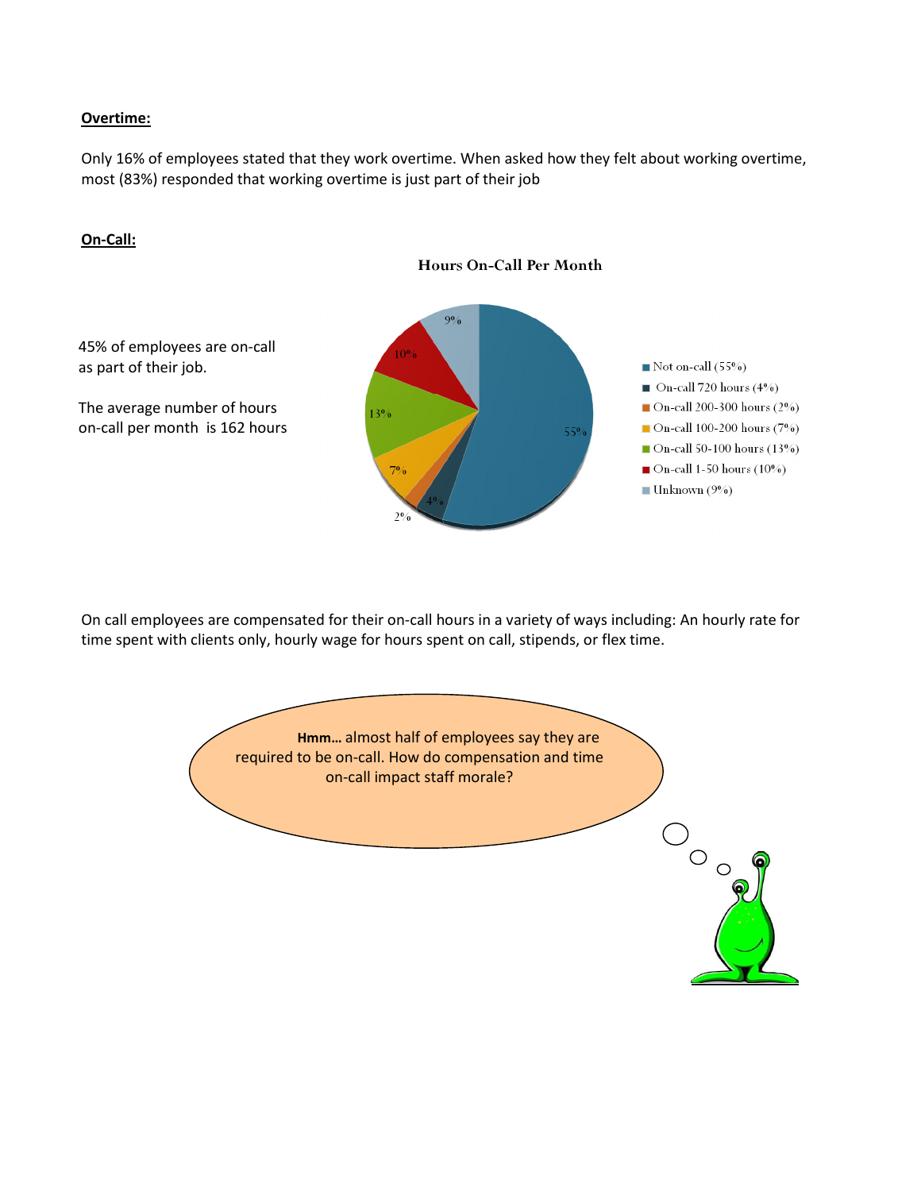**Overtime:**

Only 16% of employees stated that they work overtime. When asked how they felt about working overtime, most (83%) responded that working overtime is just part of their job

**On-Call:**

**Hours On-Call Per Month**

45% of employees are on-call as part of their job.

The average number of hours on-call per month is 162 hours

| Category | Percentage |
| --- | --- |
| Not on-call | 55% |
| On-call 720 hours | 4% |
| On-call 200-300 hours | 2% |
| On-call 100-200 hours | 7% |
| On-call 50-100 hours | 13% |
| On-call 1-50 hours | 10% |
| Unknown | 9% |

On call employees are compensated for their on-call hours in a variety of ways including: An hourly rate for time spent with clients only, hourly wage for hours spent on call, stipends, or flex time.

**Hmm…** almost half of employees say they are required to be on-call. How do compensation and time on-call impact staff morale?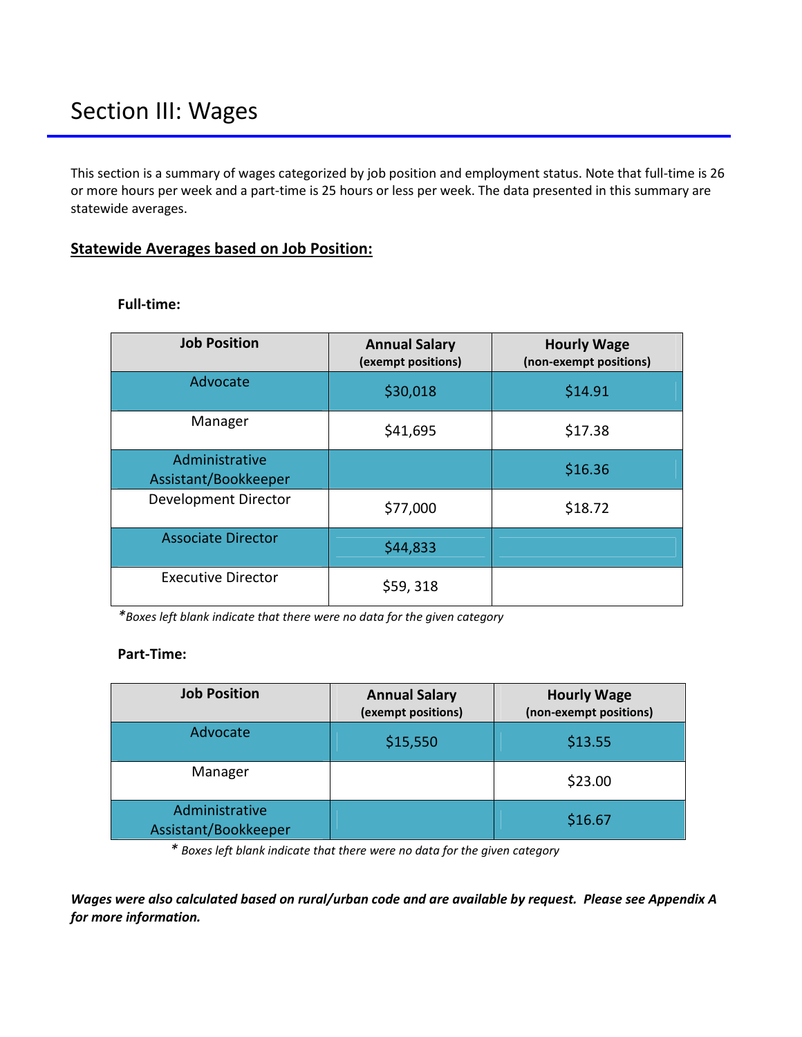# Section III: Wages

This section is a summary of wages categorized by job position and employment status. Note that full-time is 26 or more hours per week and a part-time is 25 hours or less per week. The data presented in this summary are statewide averages.

## **Statewide Averages based on Job Position:**

**Full-time:**

| Job Position | Annual Salary (exempt positions) | Hourly Wage (non-exempt positions) |
|---|---|---|
| Advocate | $30,018 | $14.91 |
| Manager | $41,695 | $17.38 |
| Administrative Assistant/Bookkeeper | | $16.36 |
| Development Director | $77,000 | $18.72 |
| Associate Director | $44,833 | |
| Executive Director | $59, 318 | |

**\****Boxes left blank indicate that there were no data for the given category*

**Part-Time:**

| Job Position | Annual Salary (exempt positions) | Hourly Wage (non-exempt positions) |
|---|---|---|
| Advocate | $15,550 | $13.55 |
| Manager | | $23.00 |
| Administrative Assistant/Bookkeeper | | $16.67 |

**\*** *Boxes left blank indicate that there were no data for the given category*

***Wages were also calculated based on rural/urban code and are available by request. Please see Appendix A for more information.***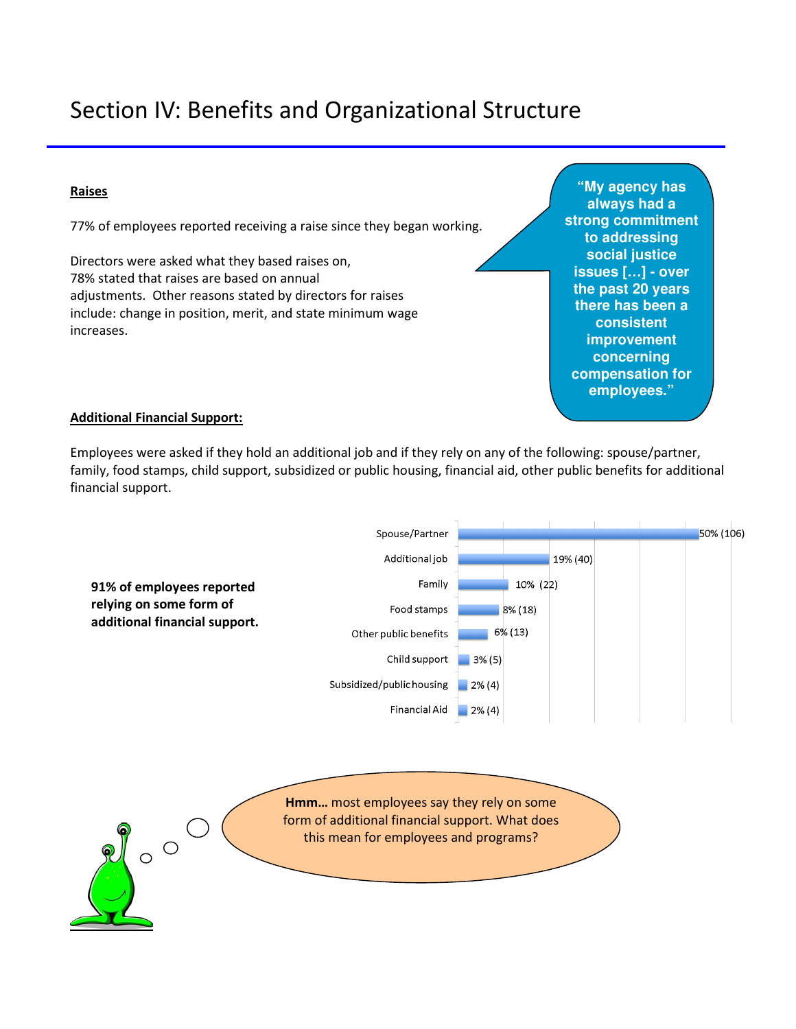# Section IV: Benefits and Organizational Structure

**Raises**

77% of employees reported receiving a raise since they began working.

Directors were asked what they based raises on, 78% stated that raises are based on annual adjustments. Other reasons stated by directors for raises include: change in position, merit, and state minimum wage increases.

> **"My agency has always had a strong commitment to addressing social justice issues […] - over the past 20 years there has been a consistent improvement concerning compensation for employees."**

**Additional Financial Support:**

Employees were asked if they hold an additional job and if they rely on any of the following: spouse/partner, family, food stamps, child support, subsidized or public housing, financial aid, other public benefits for additional financial support.

**91% of employees reported relying on some form of additional financial support.**

| Source | Percent (n) |
|---|---|
| Spouse/Partner | 50% (106) |
| Additional job | 19% (40) |
| Family | 10% (22) |
| Food stamps | 8% (18) |
| Other public benefits | 6% (13) |
| Child support | 3% (5) |
| Subsidized/public housing | 2% (4) |
| Financial Aid | 2% (4) |

**Hmm…** most employees say they rely on some form of additional financial support. What does this mean for employees and programs?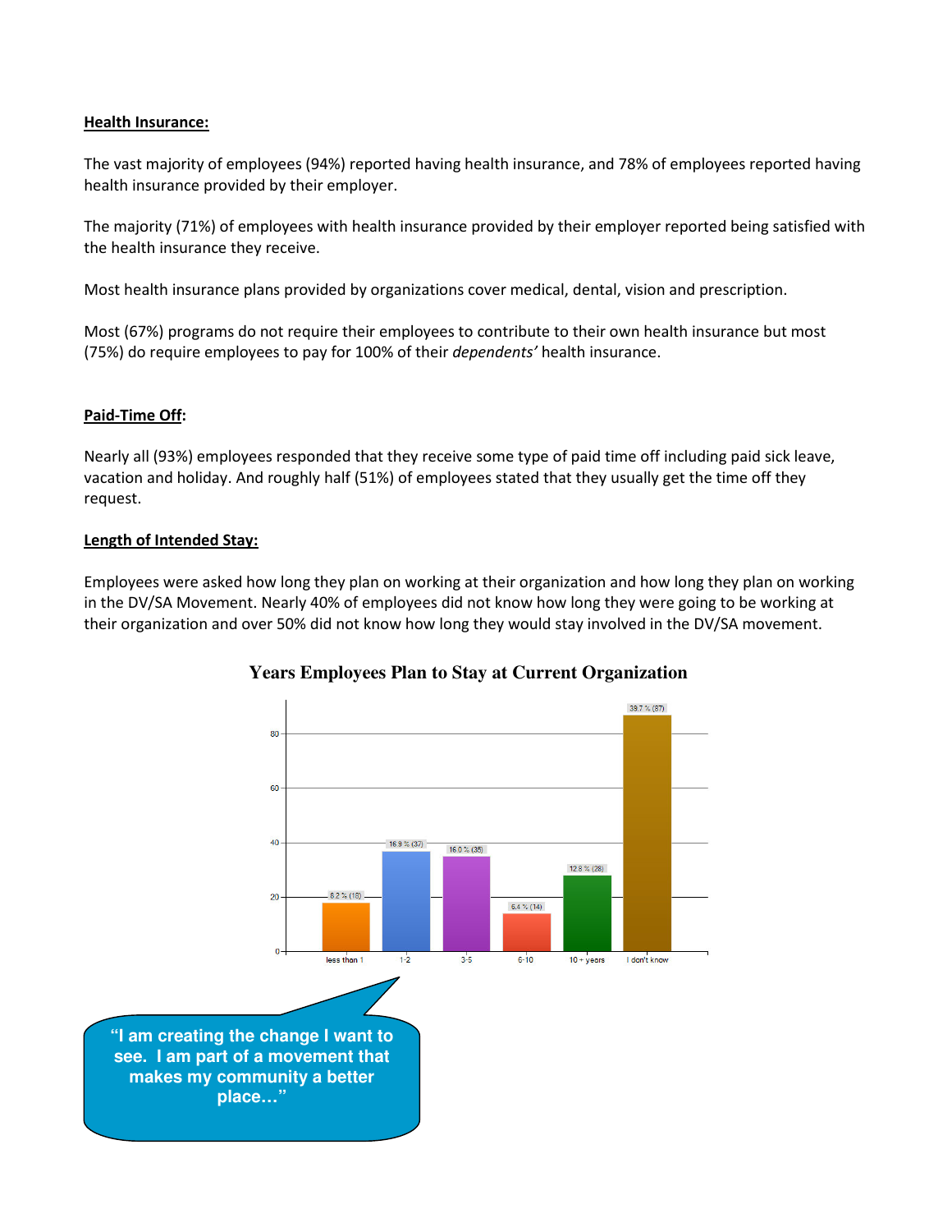**Health Insurance:**

The vast majority of employees (94%) reported having health insurance, and 78% of employees reported having health insurance provided by their employer.

The majority (71%) of employees with health insurance provided by their employer reported being satisfied with the health insurance they receive.

Most health insurance plans provided by organizations cover medical, dental, vision and prescription.

Most (67%) programs do not require their employees to contribute to their own health insurance but most (75%) do require employees to pay for 100% of their *dependents'* health insurance.

**Paid-Time Off:**

Nearly all (93%) employees responded that they receive some type of paid time off including paid sick leave, vacation and holiday. And roughly half (51%) of employees stated that they usually get the time off they request.

**Length of Intended Stay:**

Employees were asked how long they plan on working at their organization and how long they plan on working in the DV/SA Movement. Nearly 40% of employees did not know how long they were going to be working at their organization and over 50% did not know how long they would stay involved in the DV/SA movement.

**Years Employees Plan to Stay at Current Organization**

| Years | Percent (n) |
|---|---|
| less than 1 | 8.2 % (18) |
| 1-2 | 16.9 % (37) |
| 3-5 | 16.0 % (35) |
| 6-10 | 6.4 % (14) |
| 10 + years | 12.8 % (28) |
| I don't know | 39.7 % (87) |

"I am creating the change I want to see. I am part of a movement that makes my community a better place…"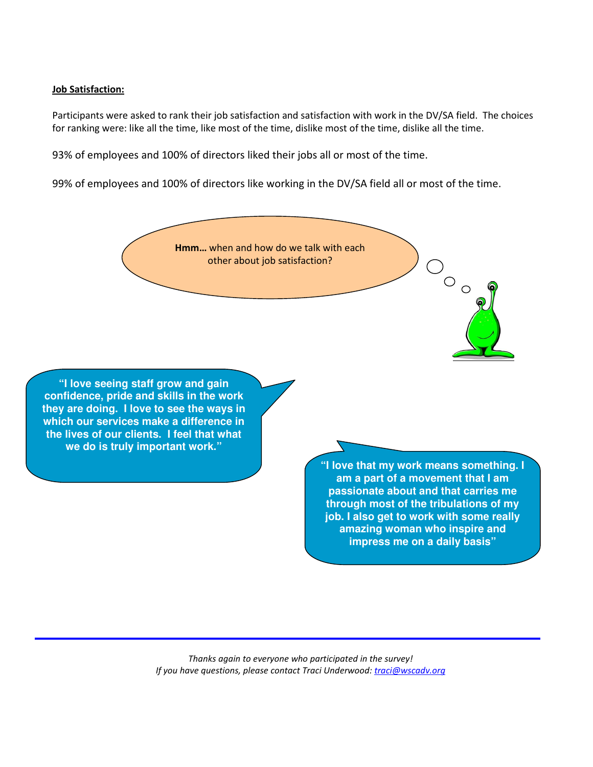**Job Satisfaction:**

Participants were asked to rank their job satisfaction and satisfaction with work in the DV/SA field. The choices for ranking were: like all the time, like most of the time, dislike most of the time, dislike all the time.

93% of employees and 100% of directors liked their jobs all or most of the time.

99% of employees and 100% of directors like working in the DV/SA field all or most of the time.

**Hmm…** when and how do we talk with each other about job satisfaction?

**"I love seeing staff grow and gain confidence, pride and skills in the work they are doing. I love to see the ways in which our services make a difference in the lives of our clients. I feel that what we do is truly important work."**

**"I love that my work means something. I am a part of a movement that I am passionate about and that carries me through most of the tribulations of my job. I also get to work with some really amazing woman who inspire and impress me on a daily basis"**

*Thanks again to everyone who participated in the survey!*
*If you have questions, please contact Traci Underwood: traci@wscadv.org*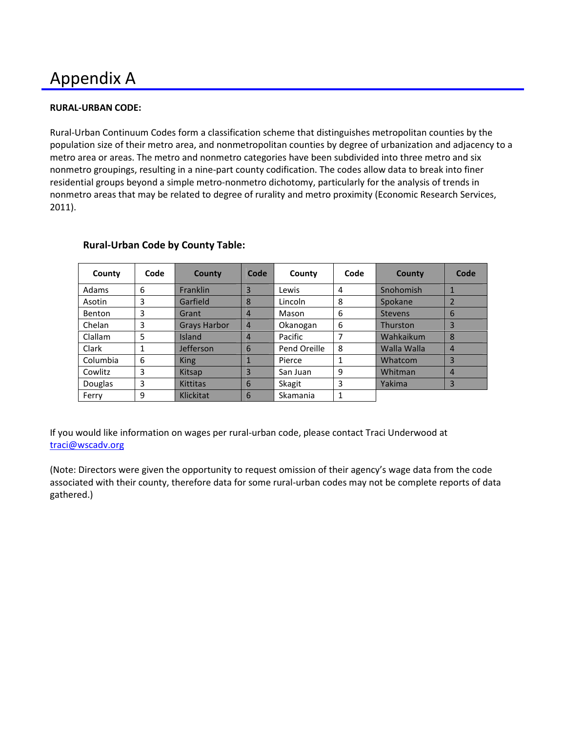# Appendix A

**RURAL-URBAN CODE:**

Rural-Urban Continuum Codes form a classification scheme that distinguishes metropolitan counties by the population size of their metro area, and nonmetropolitan counties by degree of urbanization and adjacency to a metro area or areas. The metro and nonmetro categories have been subdivided into three metro and six nonmetro groupings, resulting in a nine-part county codification. The codes allow data to break into finer residential groups beyond a simple metro-nonmetro dichotomy, particularly for the analysis of trends in nonmetro areas that may be related to degree of rurality and metro proximity (Economic Research Services, 2011).

### Rural-Urban Code by County Table:

| County | Code | County | Code | County | Code | County | Code |
|---|---|---|---|---|---|---|---|
| Adams | 6 | Franklin | 3 | Lewis | 4 | Snohomish | 1 |
| Asotin | 3 | Garfield | 8 | Lincoln | 8 | Spokane | 2 |
| Benton | 3 | Grant | 4 | Mason | 6 | Stevens | 6 |
| Chelan | 3 | Grays Harbor | 4 | Okanogan | 6 | Thurston | 3 |
| Clallam | 5 | Island | 4 | Pacific | 7 | Wahkaikum | 8 |
| Clark | 1 | Jefferson | 6 | Pend Oreille | 8 | Walla Walla | 4 |
| Columbia | 6 | King | 1 | Pierce | 1 | Whatcom | 3 |
| Cowlitz | 3 | Kitsap | 3 | San Juan | 9 | Whitman | 4 |
| Douglas | 3 | Kittitas | 6 | Skagit | 3 | Yakima | 3 |
| Ferry | 9 | Klickitat | 6 | Skamania | 1 | | |

If you would like information on wages per rural-urban code, please contact Traci Underwood at traci@wscadv.org

(Note: Directors were given the opportunity to request omission of their agency's wage data from the code associated with their county, therefore data for some rural-urban codes may not be complete reports of data gathered.)